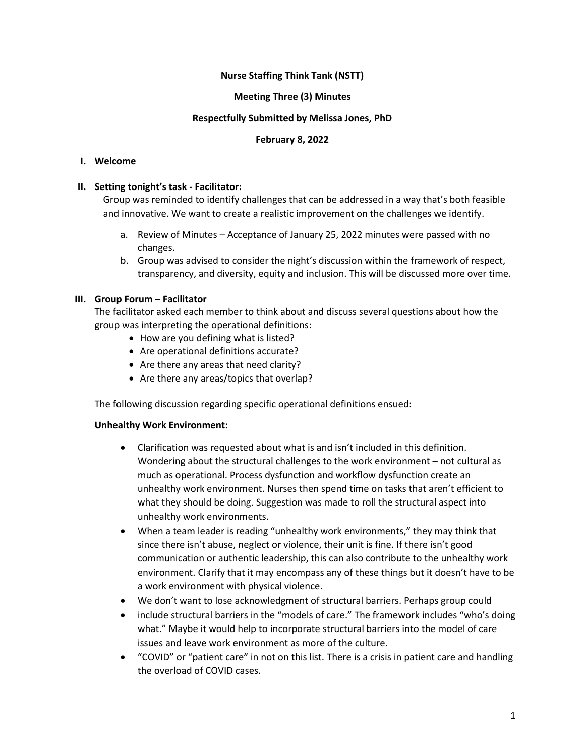**Nurse Staffing Think Tank (NSTT)**

**Meeting Three (3) Minutes**

**Respectfully Submitted by Melissa Jones, PhD**

**February 8, 2022**

## I. Welcome

## II. Setting tonight's task - Facilitator:

Group was reminded to identify challenges that can be addressed in a way that's both feasible and innovative. We want to create a realistic improvement on the challenges we identify.

a. Review of Minutes – Acceptance of January 25, 2022 minutes were passed with no changes.
b. Group was advised to consider the night's discussion within the framework of respect, transparency, and diversity, equity and inclusion. This will be discussed more over time.

## III. Group Forum – Facilitator

The facilitator asked each member to think about and discuss several questions about how the group was interpreting the operational definitions:

- How are you defining what is listed?
- Are operational definitions accurate?
- Are there any areas that need clarity?
- Are there any areas/topics that overlap?

The following discussion regarding specific operational definitions ensued:

**Unhealthy Work Environment:**

- Clarification was requested about what is and isn't included in this definition. Wondering about the structural challenges to the work environment – not cultural as much as operational. Process dysfunction and workflow dysfunction create an unhealthy work environment. Nurses then spend time on tasks that aren't efficient to what they should be doing. Suggestion was made to roll the structural aspect into unhealthy work environments.
- When a team leader is reading "unhealthy work environments," they may think that since there isn't abuse, neglect or violence, their unit is fine. If there isn't good communication or authentic leadership, this can also contribute to the unhealthy work environment. Clarify that it may encompass any of these things but it doesn't have to be a work environment with physical violence.
- We don't want to lose acknowledgment of structural barriers. Perhaps group could
- include structural barriers in the "models of care." The framework includes "who's doing what." Maybe it would help to incorporate structural barriers into the model of care issues and leave work environment as more of the culture.
- "COVID" or "patient care" in not on this list. There is a crisis in patient care and handling the overload of COVID cases.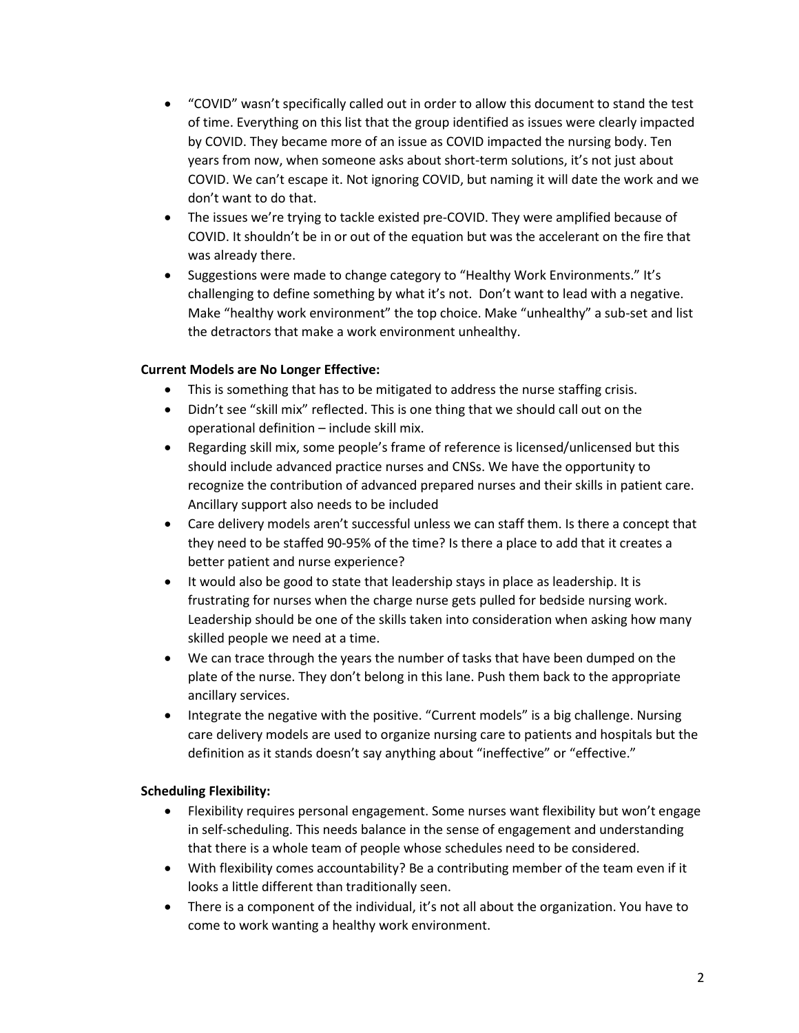- "COVID" wasn't specifically called out in order to allow this document to stand the test of time. Everything on this list that the group identified as issues were clearly impacted by COVID. They became more of an issue as COVID impacted the nursing body. Ten years from now, when someone asks about short-term solutions, it's not just about COVID. We can't escape it. Not ignoring COVID, but naming it will date the work and we don't want to do that.
- The issues we're trying to tackle existed pre-COVID. They were amplified because of COVID. It shouldn't be in or out of the equation but was the accelerant on the fire that was already there.
- Suggestions were made to change category to "Healthy Work Environments." It's challenging to define something by what it's not. Don't want to lead with a negative. Make "healthy work environment" the top choice. Make "unhealthy" a sub-set and list the detractors that make a work environment unhealthy.

**Current Models are No Longer Effective:**

- This is something that has to be mitigated to address the nurse staffing crisis.
- Didn't see "skill mix" reflected. This is one thing that we should call out on the operational definition – include skill mix.
- Regarding skill mix, some people's frame of reference is licensed/unlicensed but this should include advanced practice nurses and CNSs. We have the opportunity to recognize the contribution of advanced prepared nurses and their skills in patient care. Ancillary support also needs to be included
- Care delivery models aren't successful unless we can staff them. Is there a concept that they need to be staffed 90-95% of the time? Is there a place to add that it creates a better patient and nurse experience?
- It would also be good to state that leadership stays in place as leadership. It is frustrating for nurses when the charge nurse gets pulled for bedside nursing work. Leadership should be one of the skills taken into consideration when asking how many skilled people we need at a time.
- We can trace through the years the number of tasks that have been dumped on the plate of the nurse. They don't belong in this lane. Push them back to the appropriate ancillary services.
- Integrate the negative with the positive. "Current models" is a big challenge. Nursing care delivery models are used to organize nursing care to patients and hospitals but the definition as it stands doesn't say anything about "ineffective" or "effective."

**Scheduling Flexibility:**

- Flexibility requires personal engagement. Some nurses want flexibility but won't engage in self-scheduling. This needs balance in the sense of engagement and understanding that there is a whole team of people whose schedules need to be considered.
- With flexibility comes accountability? Be a contributing member of the team even if it looks a little different than traditionally seen.
- There is a component of the individual, it's not all about the organization. You have to come to work wanting a healthy work environment.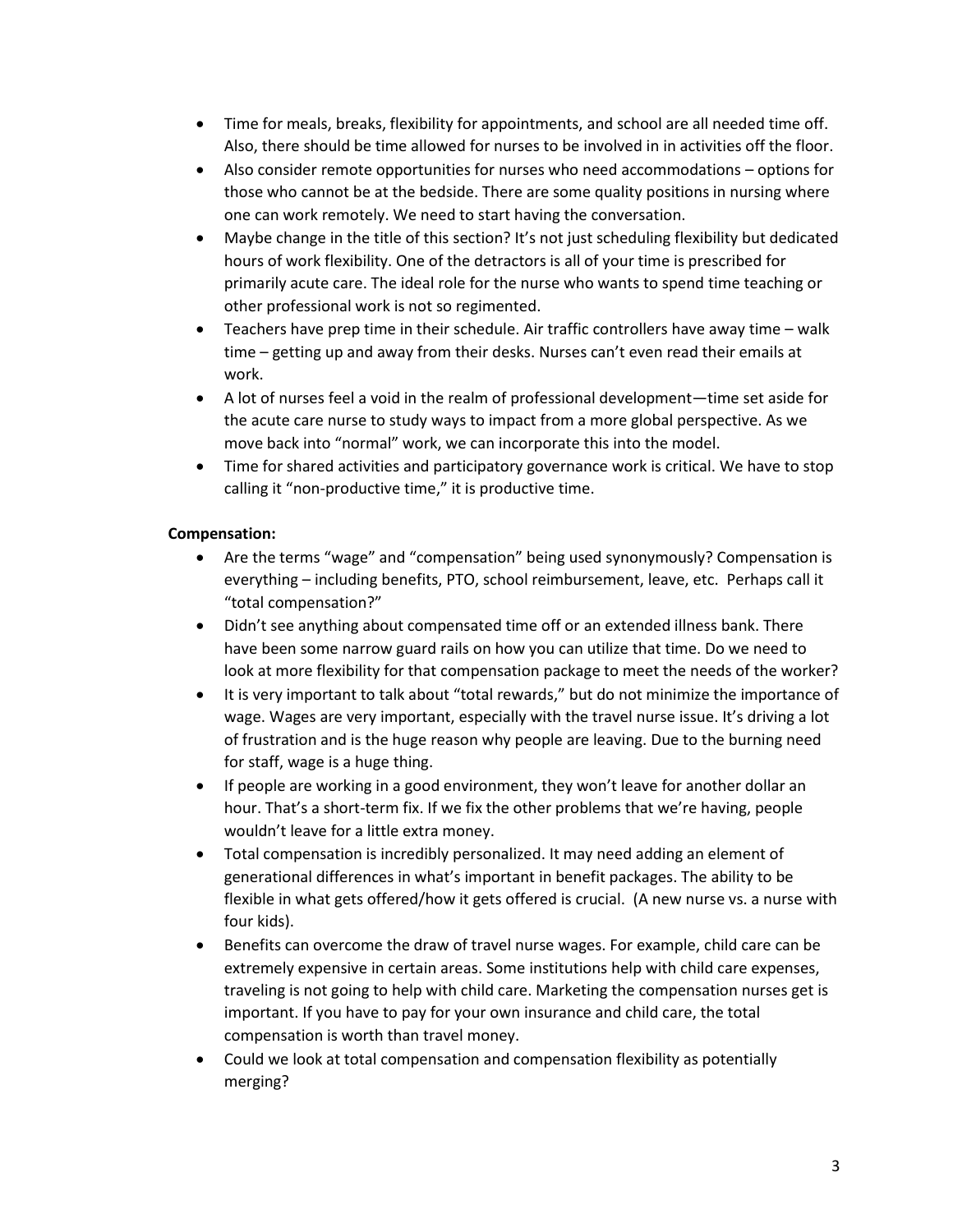- Time for meals, breaks, flexibility for appointments, and school are all needed time off. Also, there should be time allowed for nurses to be involved in in activities off the floor.
- Also consider remote opportunities for nurses who need accommodations – options for those who cannot be at the bedside. There are some quality positions in nursing where one can work remotely. We need to start having the conversation.
- Maybe change in the title of this section? It's not just scheduling flexibility but dedicated hours of work flexibility. One of the detractors is all of your time is prescribed for primarily acute care. The ideal role for the nurse who wants to spend time teaching or other professional work is not so regimented.
- Teachers have prep time in their schedule. Air traffic controllers have away time – walk time – getting up and away from their desks. Nurses can't even read their emails at work.
- A lot of nurses feel a void in the realm of professional development—time set aside for the acute care nurse to study ways to impact from a more global perspective. As we move back into "normal" work, we can incorporate this into the model.
- Time for shared activities and participatory governance work is critical. We have to stop calling it "non-productive time," it is productive time.

**Compensation:**

- Are the terms "wage" and "compensation" being used synonymously? Compensation is everything – including benefits, PTO, school reimbursement, leave, etc. Perhaps call it "total compensation?"
- Didn't see anything about compensated time off or an extended illness bank. There have been some narrow guard rails on how you can utilize that time. Do we need to look at more flexibility for that compensation package to meet the needs of the worker?
- It is very important to talk about "total rewards," but do not minimize the importance of wage. Wages are very important, especially with the travel nurse issue. It's driving a lot of frustration and is the huge reason why people are leaving. Due to the burning need for staff, wage is a huge thing.
- If people are working in a good environment, they won't leave for another dollar an hour. That's a short-term fix. If we fix the other problems that we're having, people wouldn't leave for a little extra money.
- Total compensation is incredibly personalized. It may need adding an element of generational differences in what's important in benefit packages. The ability to be flexible in what gets offered/how it gets offered is crucial. (A new nurse vs. a nurse with four kids).
- Benefits can overcome the draw of travel nurse wages. For example, child care can be extremely expensive in certain areas. Some institutions help with child care expenses, traveling is not going to help with child care. Marketing the compensation nurses get is important. If you have to pay for your own insurance and child care, the total compensation is worth than travel money.
- Could we look at total compensation and compensation flexibility as potentially merging?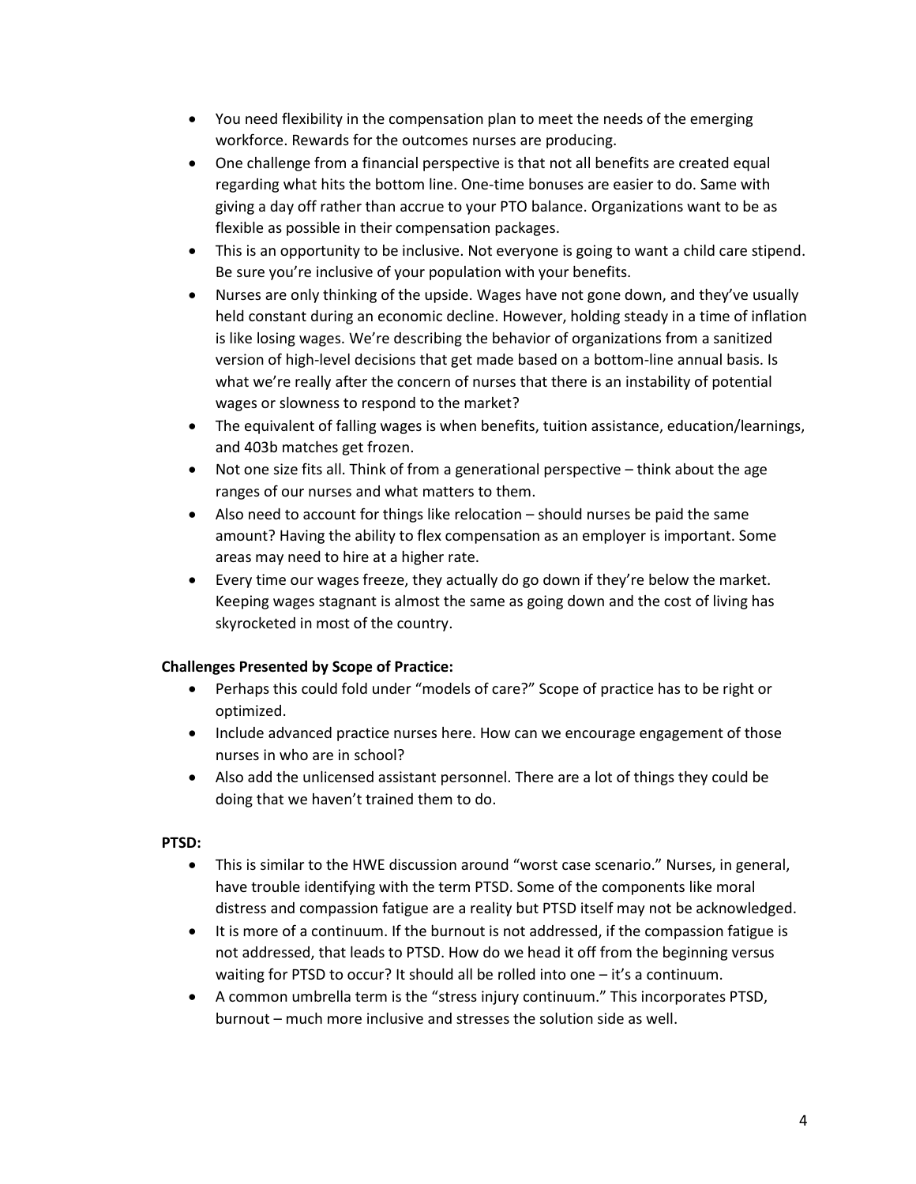- You need flexibility in the compensation plan to meet the needs of the emerging workforce. Rewards for the outcomes nurses are producing.
- One challenge from a financial perspective is that not all benefits are created equal regarding what hits the bottom line. One-time bonuses are easier to do. Same with giving a day off rather than accrue to your PTO balance. Organizations want to be as flexible as possible in their compensation packages.
- This is an opportunity to be inclusive. Not everyone is going to want a child care stipend. Be sure you're inclusive of your population with your benefits.
- Nurses are only thinking of the upside. Wages have not gone down, and they've usually held constant during an economic decline. However, holding steady in a time of inflation is like losing wages. We're describing the behavior of organizations from a sanitized version of high-level decisions that get made based on a bottom-line annual basis. Is what we're really after the concern of nurses that there is an instability of potential wages or slowness to respond to the market?
- The equivalent of falling wages is when benefits, tuition assistance, education/learnings, and 403b matches get frozen.
- Not one size fits all. Think of from a generational perspective – think about the age ranges of our nurses and what matters to them.
- Also need to account for things like relocation – should nurses be paid the same amount? Having the ability to flex compensation as an employer is important. Some areas may need to hire at a higher rate.
- Every time our wages freeze, they actually do go down if they're below the market. Keeping wages stagnant is almost the same as going down and the cost of living has skyrocketed in most of the country.

**Challenges Presented by Scope of Practice:**

- Perhaps this could fold under "models of care?" Scope of practice has to be right or optimized.
- Include advanced practice nurses here. How can we encourage engagement of those nurses in who are in school?
- Also add the unlicensed assistant personnel. There are a lot of things they could be doing that we haven't trained them to do.

**PTSD:**

- This is similar to the HWE discussion around "worst case scenario." Nurses, in general, have trouble identifying with the term PTSD. Some of the components like moral distress and compassion fatigue are a reality but PTSD itself may not be acknowledged.
- It is more of a continuum. If the burnout is not addressed, if the compassion fatigue is not addressed, that leads to PTSD. How do we head it off from the beginning versus waiting for PTSD to occur? It should all be rolled into one – it's a continuum.
- A common umbrella term is the "stress injury continuum." This incorporates PTSD, burnout – much more inclusive and stresses the solution side as well.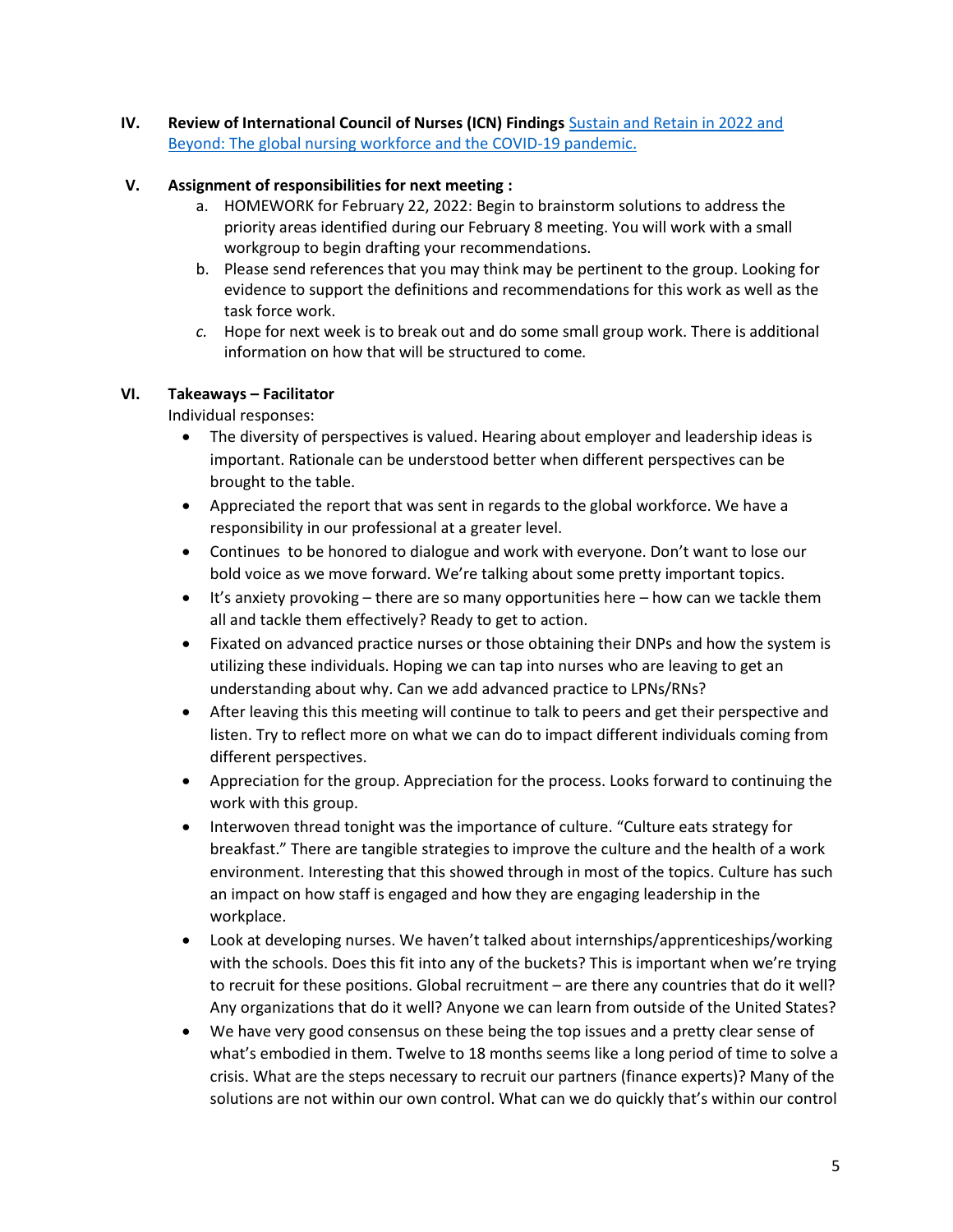IV. **Review of International Council of Nurses (ICN) Findings** [Sustain and Retain in 2022 and Beyond: The global nursing workforce and the COVID-19 pandemic.]()

V. **Assignment of responsibilities for next meeting :**

   a. HOMEWORK for February 22, 2022: Begin to brainstorm solutions to address the priority areas identified during our February 8 meeting. You will work with a small workgroup to begin drafting your recommendations.
   
   b. Please send references that you may think may be pertinent to the group. Looking for evidence to support the definitions and recommendations for this work as well as the task force work.
   
   *c.* Hope for next week is to break out and do some small group work. There is additional information on how that will be structured to come*.*

VI. **Takeaways – Facilitator**

Individual responses:

- The diversity of perspectives is valued. Hearing about employer and leadership ideas is important. Rationale can be understood better when different perspectives can be brought to the table.
- Appreciated the report that was sent in regards to the global workforce. We have a responsibility in our professional at a greater level.
- Continues to be honored to dialogue and work with everyone. Don't want to lose our bold voice as we move forward. We're talking about some pretty important topics.
- It's anxiety provoking – there are so many opportunities here – how can we tackle them all and tackle them effectively? Ready to get to action.
- Fixated on advanced practice nurses or those obtaining their DNPs and how the system is utilizing these individuals. Hoping we can tap into nurses who are leaving to get an understanding about why. Can we add advanced practice to LPNs/RNs?
- After leaving this this meeting will continue to talk to peers and get their perspective and listen. Try to reflect more on what we can do to impact different individuals coming from different perspectives.
- Appreciation for the group. Appreciation for the process. Looks forward to continuing the work with this group.
- Interwoven thread tonight was the importance of culture. "Culture eats strategy for breakfast." There are tangible strategies to improve the culture and the health of a work environment. Interesting that this showed through in most of the topics. Culture has such an impact on how staff is engaged and how they are engaging leadership in the workplace.
- Look at developing nurses. We haven't talked about internships/apprenticeships/working with the schools. Does this fit into any of the buckets? This is important when we're trying to recruit for these positions. Global recruitment – are there any countries that do it well? Any organizations that do it well? Anyone we can learn from outside of the United States?
- We have very good consensus on these being the top issues and a pretty clear sense of what's embodied in them. Twelve to 18 months seems like a long period of time to solve a crisis. What are the steps necessary to recruit our partners (finance experts)? Many of the solutions are not within our own control. What can we do quickly that's within our control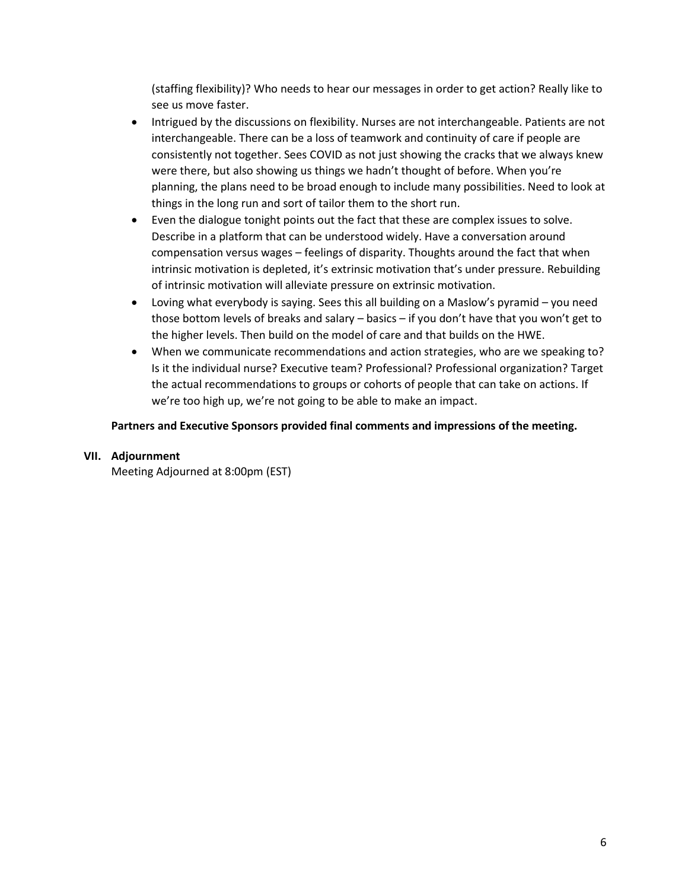(staffing flexibility)? Who needs to hear our messages in order to get action? Really like to see us move faster.

- Intrigued by the discussions on flexibility. Nurses are not interchangeable. Patients are not interchangeable. There can be a loss of teamwork and continuity of care if people are consistently not together. Sees COVID as not just showing the cracks that we always knew were there, but also showing us things we hadn't thought of before. When you're planning, the plans need to be broad enough to include many possibilities. Need to look at things in the long run and sort of tailor them to the short run.
- Even the dialogue tonight points out the fact that these are complex issues to solve. Describe in a platform that can be understood widely. Have a conversation around compensation versus wages – feelings of disparity. Thoughts around the fact that when intrinsic motivation is depleted, it's extrinsic motivation that's under pressure. Rebuilding of intrinsic motivation will alleviate pressure on extrinsic motivation.
- Loving what everybody is saying. Sees this all building on a Maslow's pyramid – you need those bottom levels of breaks and salary – basics – if you don't have that you won't get to the higher levels. Then build on the model of care and that builds on the HWE.
- When we communicate recommendations and action strategies, who are we speaking to? Is it the individual nurse? Executive team? Professional? Professional organization? Target the actual recommendations to groups or cohorts of people that can take on actions. If we're too high up, we're not going to be able to make an impact.

**Partners and Executive Sponsors provided final comments and impressions of the meeting.**

## VII. Adjournment

Meeting Adjourned at 8:00pm (EST)